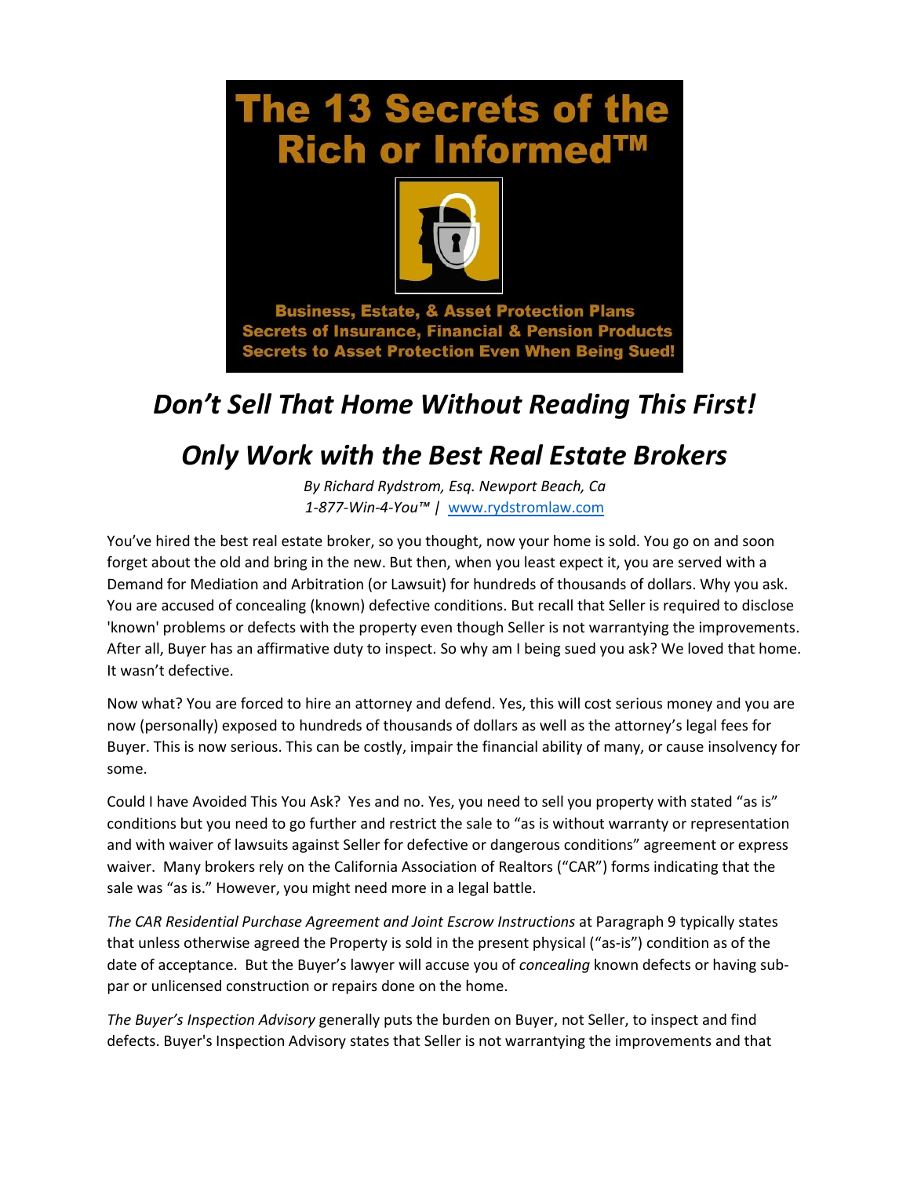# The 13 Secrets of the Rich or Informed™

**Business, Estate, & Asset Protection Plans**
**Secrets of Insurance, Financial & Pension Products**
**Secrets to Asset Protection Even When Being Sued!**

## *Don't Sell That Home Without Reading This First!*

## *Only Work with the Best Real Estate Brokers*

*By Richard Rydstrom, Esq. Newport Beach, Ca*
*1-877-Win-4-You™ |* www.rydstromlaw.com

You've hired the best real estate broker, so you thought, now your home is sold. You go on and soon forget about the old and bring in the new. But then, when you least expect it, you are served with a Demand for Mediation and Arbitration (or Lawsuit) for hundreds of thousands of dollars. Why you ask. You are accused of concealing (known) defective conditions. But recall that Seller is required to disclose 'known' problems or defects with the property even though Seller is not warrantying the improvements. After all, Buyer has an affirmative duty to inspect. So why am I being sued you ask? We loved that home. It wasn't defective.

Now what? You are forced to hire an attorney and defend. Yes, this will cost serious money and you are now (personally) exposed to hundreds of thousands of dollars as well as the attorney's legal fees for Buyer. This is now serious. This can be costly, impair the financial ability of many, or cause insolvency for some.

Could I have Avoided This You Ask? Yes and no. Yes, you need to sell you property with stated "as is" conditions but you need to go further and restrict the sale to "as is without warranty or representation and with waiver of lawsuits against Seller for defective or dangerous conditions" agreement or express waiver. Many brokers rely on the California Association of Realtors ("CAR") forms indicating that the sale was "as is." However, you might need more in a legal battle.

*The CAR Residential Purchase Agreement and Joint Escrow Instructions* at Paragraph 9 typically states that unless otherwise agreed the Property is sold in the present physical ("as-is") condition as of the date of acceptance. But the Buyer's lawyer will accuse you of *concealing* known defects or having sub-par or unlicensed construction or repairs done on the home.

*The Buyer's Inspection Advisory* generally puts the burden on Buyer, not Seller, to inspect and find defects. Buyer's Inspection Advisory states that Seller is not warrantying the improvements and that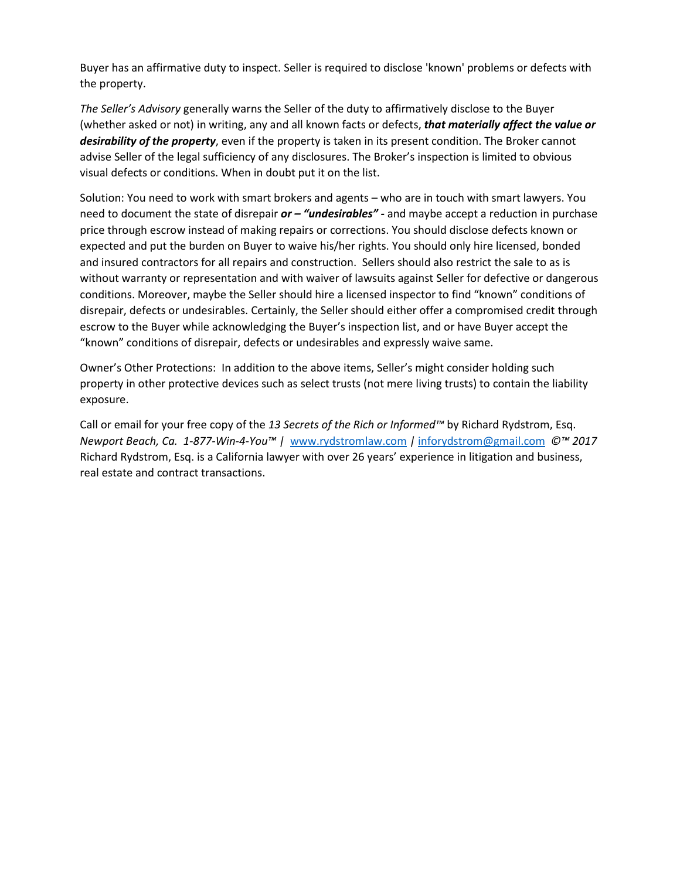Buyer has an affirmative duty to inspect. Seller is required to disclose 'known' problems or defects with the property.

*The Seller's Advisory* generally warns the Seller of the duty to affirmatively disclose to the Buyer (whether asked or not) in writing, any and all known facts or defects, ***that materially affect the value or desirability of the property***, even if the property is taken in its present condition. The Broker cannot advise Seller of the legal sufficiency of any disclosures. The Broker's inspection is limited to obvious visual defects or conditions. When in doubt put it on the list.

Solution: You need to work with smart brokers and agents – who are in touch with smart lawyers. You need to document the state of disrepair ***or – "undesirables" -*** and maybe accept a reduction in purchase price through escrow instead of making repairs or corrections. You should disclose defects known or expected and put the burden on Buyer to waive his/her rights. You should only hire licensed, bonded and insured contractors for all repairs and construction. Sellers should also restrict the sale to as is without warranty or representation and with waiver of lawsuits against Seller for defective or dangerous conditions. Moreover, maybe the Seller should hire a licensed inspector to find "known" conditions of disrepair, defects or undesirables. Certainly, the Seller should either offer a compromised credit through escrow to the Buyer while acknowledging the Buyer's inspection list, and or have Buyer accept the "known" conditions of disrepair, defects or undesirables and expressly waive same.

Owner's Other Protections: In addition to the above items, Seller's might consider holding such property in other protective devices such as select trusts (not mere living trusts) to contain the liability exposure.

Call or email for your free copy of the *13 Secrets of the Rich or Informed™* by Richard Rydstrom, Esq. *Newport Beach, Ca. 1-877-Win-4-You™* | [www.rydstromlaw.com](http://www.rydstromlaw.com) | [inforydstrom@gmail.com](mailto:inforydstrom@gmail.com) *©™ 2017* Richard Rydstrom, Esq. is a California lawyer with over 26 years' experience in litigation and business, real estate and contract transactions.